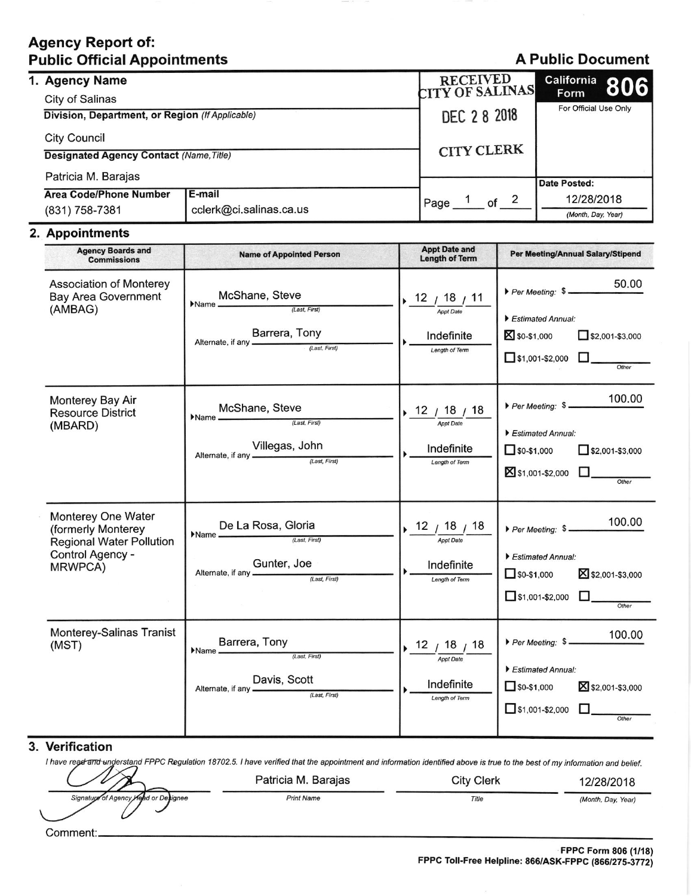# Agency Report of: Public Official Appointments

**A Public Document**

**California Form 806**

For Official Use Only

RECEIVED CITY OF SALINAS
DEC 2 8 2018
CITY CLERK

## 1. Agency Name

City of Salinas

**Division, Department, or Region** *(If Applicable)*

City Council

**Designated Agency Contact** *(Name, Title)*

Patricia M. Barajas

| Area Code/Phone Number | E-mail |
|---|---|
| (831) 758-7381 | cclerk@ci.salinas.ca.us |

Page 1 of 2

**Date Posted:** 12/28/2018 *(Month, Day, Year)*

## 2. Appointments

| Agency Boards and Commissions | Name of Appointed Person | Appt Date and Length of Term | Per Meeting/Annual Salary/Stipend |
|---|---|---|---|
| Association of Monterey Bay Area Government (AMBAG) | Name (Last, First): McShane, Steve<br>Alternate, if any (Last, First): Barrera, Tony | Appt Date: 12 / 18 / 11<br>Length of Term: Indefinite | Per Meeting: $ 50.00<br>Estimated Annual:<br>☒ $0-$1,000 ☐ $2,001-$3,000<br>☐ $1,001-$2,000 ☐ Other |
| Monterey Bay Air Resource District (MBARD) | Name (Last, First): McShane, Steve<br>Alternate, if any (Last, First): Villegas, John | Appt Date: 12 / 18 / 18<br>Length of Term: Indefinite | Per Meeting: $ 100.00<br>Estimated Annual:<br>☐ $0-$1,000 ☐ $2,001-$3,000<br>☒ $1,001-$2,000 ☐ Other |
| Monterey One Water (formerly Monterey Regional Water Pollution Control Agency - MRWPCA) | Name (Last, First): De La Rosa, Gloria<br>Alternate, if any (Last, First): Gunter, Joe | Appt Date: 12 / 18 / 18<br>Length of Term: Indefinite | Per Meeting: $ 100.00<br>Estimated Annual:<br>☐ $0-$1,000 ☒ $2,001-$3,000<br>☐ $1,001-$2,000 ☐ Other |
| Monterey-Salinas Tranist (MST) | Name (Last, First): Barrera, Tony<br>Alternate, if any (Last, First): Davis, Scott | Appt Date: 12 / 18 / 18<br>Length of Term: Indefinite | Per Meeting: $ 100.00<br>Estimated Annual:<br>☐ $0-$1,000 ☒ $2,001-$3,000<br>☐ $1,001-$2,000 ☐ Other |

## 3. Verification

*I have read and understand FPPC Regulation 18702.5. I have verified that the appointment and information identified above is true to the best of my information and belief.*

| Signature of Agency Head or Designee | Print Name | Title | (Month, Day, Year) |
|---|---|---|---|
| [Signature] | Patricia M. Barajas | City Clerk | 12/28/2018 |

Comment:

**FPPC Form 806 (1/18)**
**FPPC Toll-Free Helpline: 866/ASK-FPPC (866/275-3772)**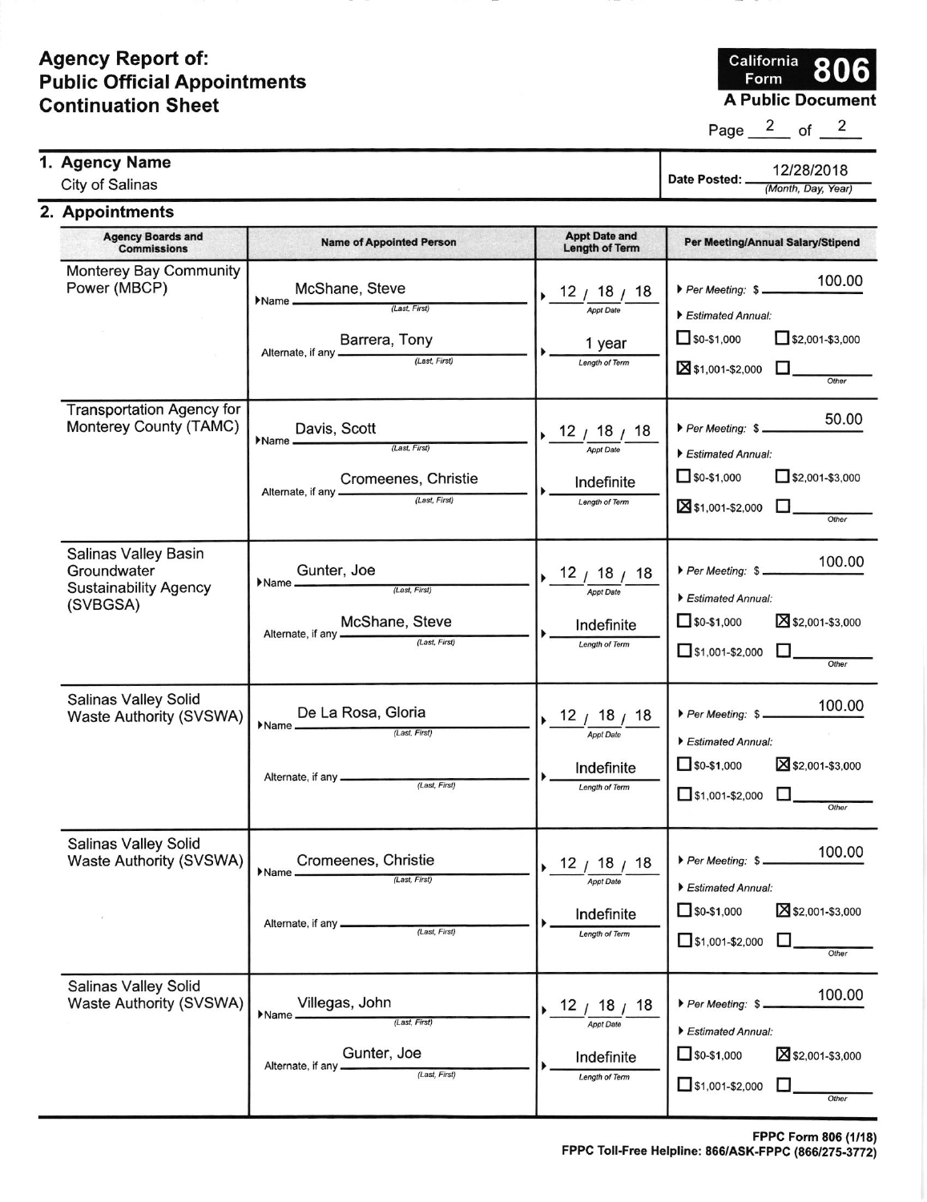# Agency Report of: Public Official Appointments Continuation Sheet

**California Form 806**
**A Public Document**

Page 2 of 2

## 1. Agency Name

City of Salinas

Date Posted: 12/28/2018 (Month, Day, Year)

## 2. Appointments

| Agency Boards and Commissions | Name of Appointed Person | Appt Date and Length of Term | Per Meeting/Annual Salary/Stipend |
|---|---|---|---|
| Monterey Bay Community Power (MBCP) | Name: McShane, Steve (Last, First)<br>Alternate, if any: Barrera, Tony (Last, First) | Appt Date: 12 / 18 / 18<br>Length of Term: 1 year | Per Meeting: $ 100.00<br>Estimated Annual:<br>☐ $0-$1,000 ☐ $2,001-$3,000<br>☒ $1,001-$2,000 ☐ Other |
| Transportation Agency for Monterey County (TAMC) | Name: Davis, Scott (Last, First)<br>Alternate, if any: Cromeenes, Christie (Last, First) | Appt Date: 12 / 18 / 18<br>Length of Term: Indefinite | Per Meeting: $ 50.00<br>Estimated Annual:<br>☐ $0-$1,000 ☐ $2,001-$3,000<br>☒ $1,001-$2,000 ☐ Other |
| Salinas Valley Basin Groundwater Sustainability Agency (SVBGSA) | Name: Gunter, Joe (Last, First)<br>Alternate, if any: McShane, Steve (Last, First) | Appt Date: 12 / 18 / 18<br>Length of Term: Indefinite | Per Meeting: $ 100.00<br>Estimated Annual:<br>☐ $0-$1,000 ☒ $2,001-$3,000<br>☐ $1,001-$2,000 ☐ Other |
| Salinas Valley Solid Waste Authority (SVSWA) | Name: De La Rosa, Gloria (Last, First)<br>Alternate, if any: (Last, First) | Appt Date: 12 / 18 / 18<br>Length of Term: Indefinite | Per Meeting: $ 100.00<br>Estimated Annual:<br>☐ $0-$1,000 ☒ $2,001-$3,000<br>☐ $1,001-$2,000 ☐ Other |
| Salinas Valley Solid Waste Authority (SVSWA) | Name: Cromeenes, Christie (Last, First)<br>Alternate, if any: (Last, First) | Appt Date: 12 / 18 / 18<br>Length of Term: Indefinite | Per Meeting: $ 100.00<br>Estimated Annual:<br>☐ $0-$1,000 ☒ $2,001-$3,000<br>☐ $1,001-$2,000 ☐ Other |
| Salinas Valley Solid Waste Authority (SVSWA) | Name: Villegas, John (Last, First)<br>Alternate, if any: Gunter, Joe (Last, First) | Appt Date: 12 / 18 / 18<br>Length of Term: Indefinite | Per Meeting: $ 100.00<br>Estimated Annual:<br>☐ $0-$1,000 ☒ $2,001-$3,000<br>☐ $1,001-$2,000 ☐ Other |

FPPC Form 806 (1/18)
FPPC Toll-Free Helpline: 866/ASK-FPPC (866/275-3772)